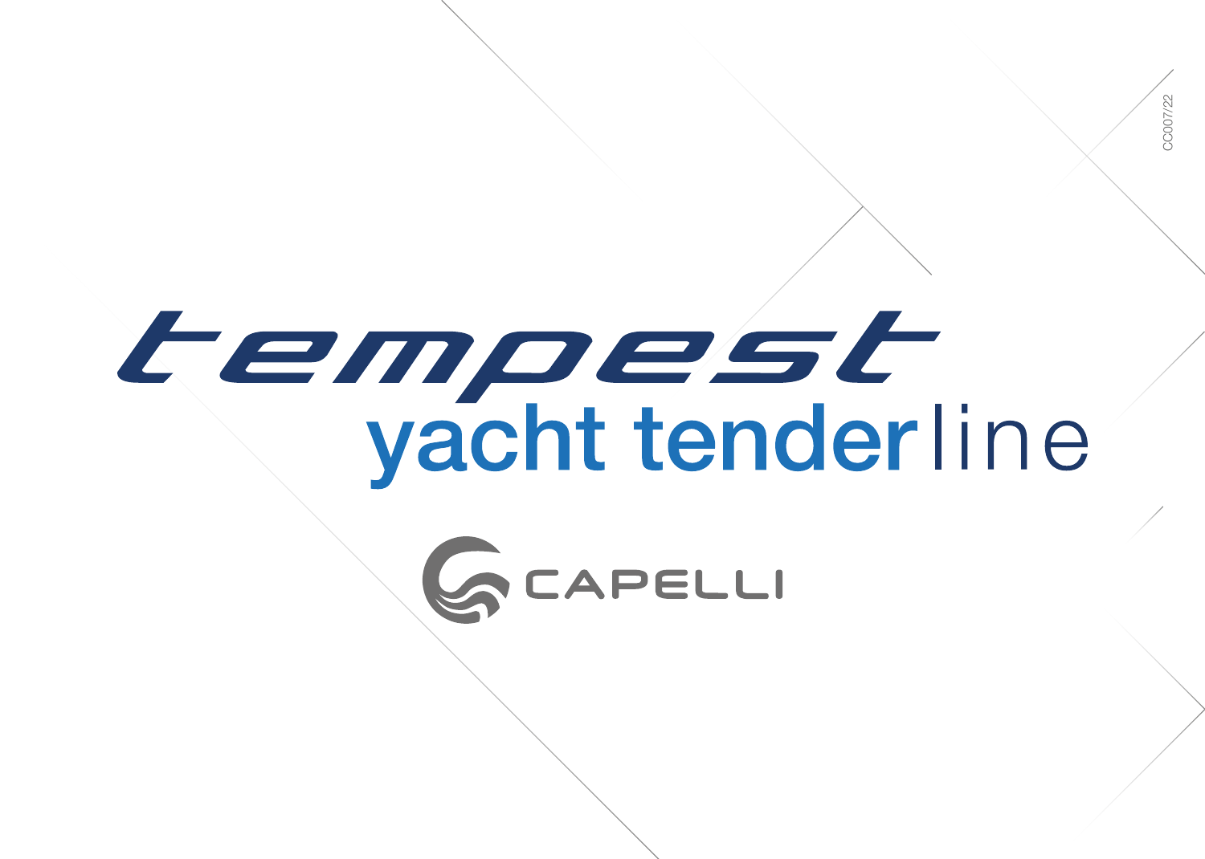# tempest

## yacht tenderline

CAPELLI

CC007/22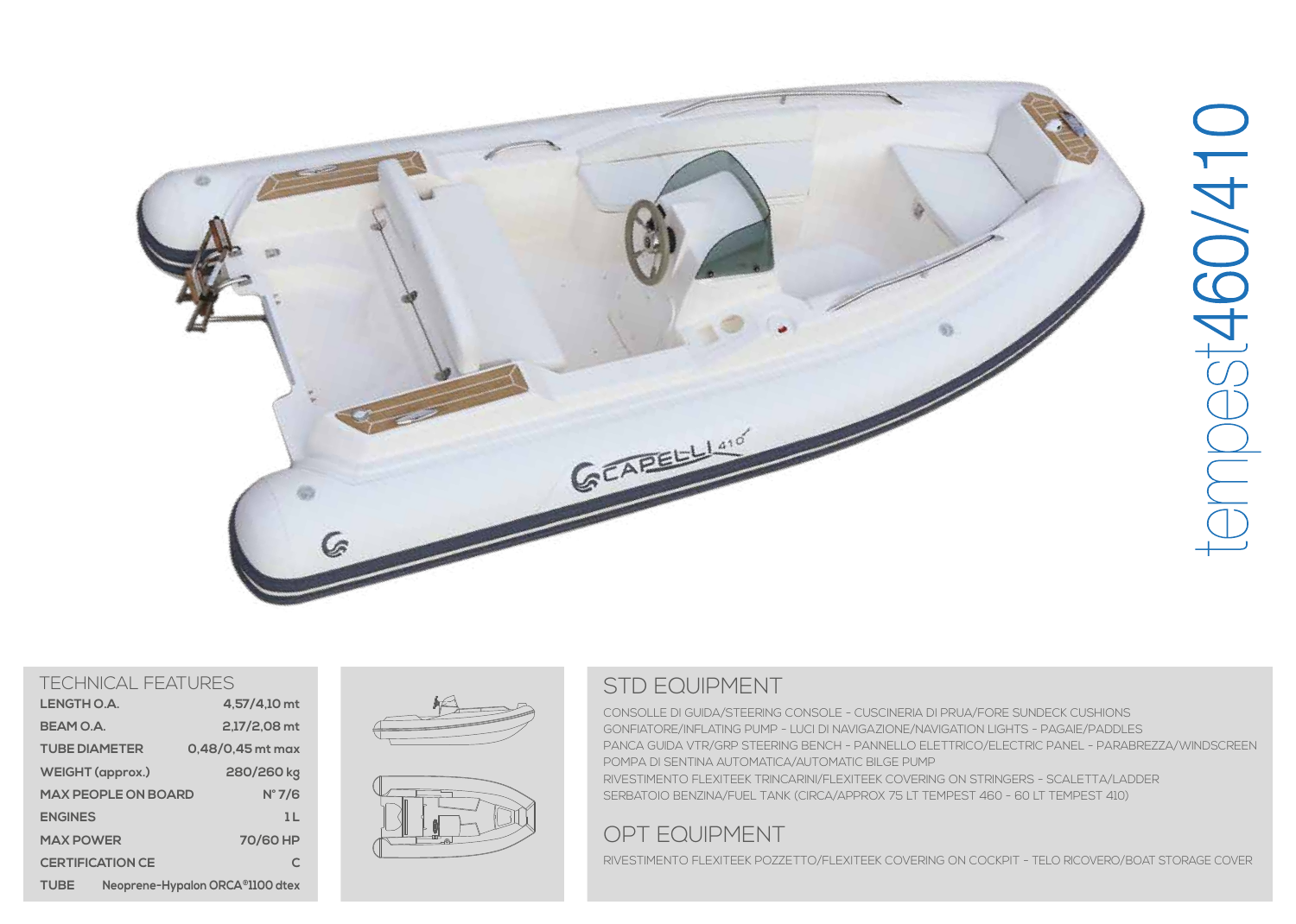# tempest460/410

## TECHNICAL FEATURES

| | |
|---|---|
| **LENGTH O.A.** | **4,57/4,10 mt** |
| **BEAM O.A.** | **2,17/2,08 mt** |
| **TUBE DIAMETER** | **0,48/0,45 mt max** |
| **WEIGHT (approx.)** | **280/260 kg** |
| **MAX PEOPLE ON BOARD** | **N° 7/6** |
| **ENGINES** | **1 L** |
| **MAX POWER** | **70/60 HP** |
| **CERTIFICATION CE** | **C** |
| **TUBE** | **Neoprene-Hypalon ORCA®1100 dtex** |

## STD EQUIPMENT

CONSOLLE DI GUIDA/STEERING CONSOLE - CUSCINERIA DI PRUA/FORE SUNDECK CUSHIONS
GONFIATORE/INFLATING PUMP - LUCI DI NAVIGAZIONE/NAVIGATION LIGHTS - PAGAIE/PADDLES
PANCA GUIDA VTR/GRP STEERING BENCH - PANNELLO ELETTRICO/ELECTRIC PANEL - PARABREZZA/WINDSCREEN
POMPA DI SENTINA AUTOMATICA/AUTOMATIC BILGE PUMP
RIVESTIMENTO FLEXITEEK TRINCARINI/FLEXITEEK COVERING ON STRINGERS - SCALETTA/LADDER
SERBATOIO BENZINA/FUEL TANK (CIRCA/APPROX 75 LT TEMPEST 460 - 60 LT TEMPEST 410)

## OPT EQUIPMENT

RIVESTIMENTO FLEXITEEK POZZETTO/FLEXITEEK COVERING ON COCKPIT - TELO RICOVERO/BOAT STORAGE COVER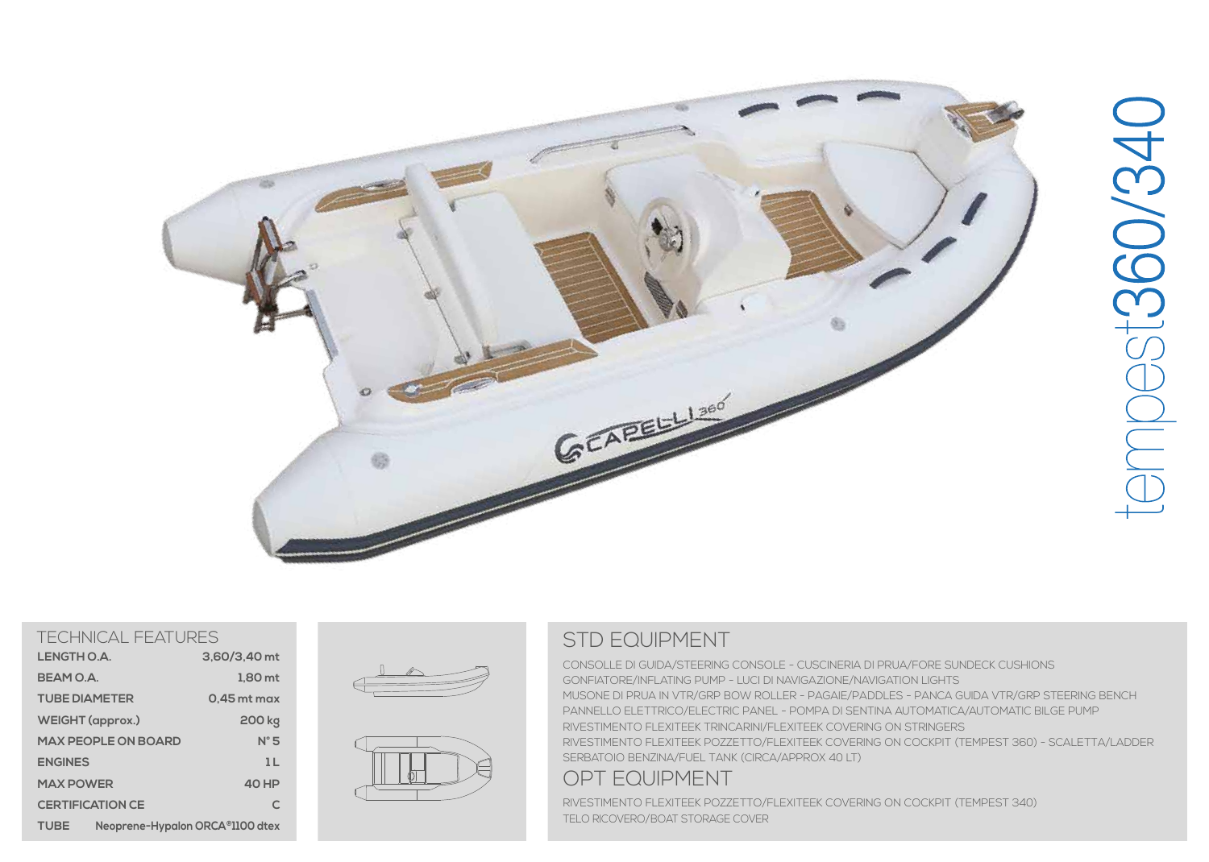# tempest360/340

## TECHNICAL FEATURES

| | |
|---|---|
| **LENGTH O.A.** | **3,60/3,40 mt** |
| **BEAM O.A.** | **1,80 mt** |
| **TUBE DIAMETER** | **0,45 mt max** |
| **WEIGHT (approx.)** | **200 kg** |
| **MAX PEOPLE ON BOARD** | **N° 5** |
| **ENGINES** | **1 L** |
| **MAX POWER** | **40 HP** |
| **CERTIFICATION CE** | **C** |
| **TUBE** | **Neoprene-Hypalon ORCA®1100 dtex** |

## STD EQUIPMENT

CONSOLLE DI GUIDA/STEERING CONSOLE - CUSCINERIA DI PRUA/FORE SUNDECK CUSHIONS
GONFIATORE/INFLATING PUMP - LUCI DI NAVIGAZIONE/NAVIGATION LIGHTS
MUSONE DI PRUA IN VTR/GRP BOW ROLLER - PAGAIE/PADDLES - PANCA GUIDA VTR/GRP STEERING BENCH
PANNELLO ELETTRICO/ELECTRIC PANEL - POMPA DI SENTINA AUTOMATICA/AUTOMATIC BILGE PUMP
RIVESTIMENTO FLEXITEEK TRINCARINI/FLEXITEEK COVERING ON STRINGERS
RIVESTIMENTO FLEXITEEK POZZETTO/FLEXITEEK COVERING ON COCKPIT (TEMPEST 360) - SCALETTA/LADDER
SERBATOIO BENZINA/FUEL TANK (CIRCA/APPROX 40 LT)

## OPT EQUIPMENT

RIVESTIMENTO FLEXITEEK POZZETTO/FLEXITEEK COVERING ON COCKPIT (TEMPEST 340)
TELO RICOVERO/BOAT STORAGE COVER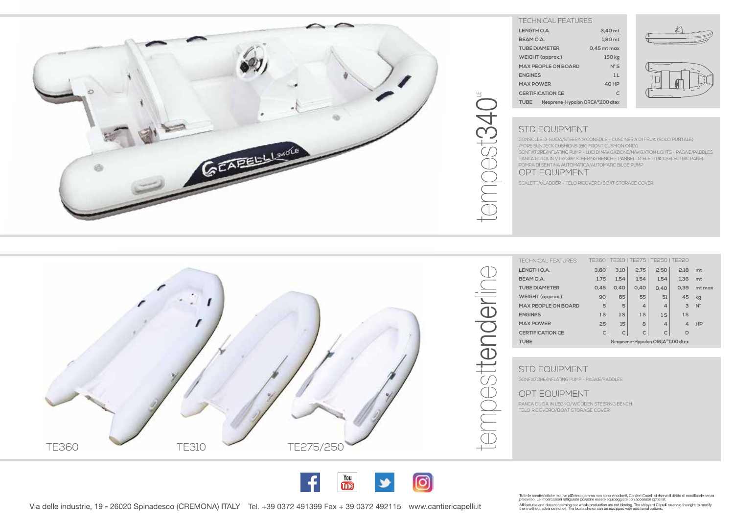# tempest340 LE

| TECHNICAL FEATURES | |
|---|---|
| LENGTH O.A. | 3,40 mt |
| BEAM O.A. | 1,80 mt |
| TUBE DIAMETER | 0,45 mt max |
| WEIGHT (approx.) | 150 kg |
| MAX PEOPLE ON BOARD | N° 5 |
| ENGINES | 1 L |
| MAX POWER | 40 HP |
| CERTIFICATION CE | C |
| TUBE | Neoprene-Hypalon ORCA®1100 dtex |

## STD EQUIPMENT

CONSOLLE DI GUIDA/STEERING CONSOLE - CUSCINERIA DI PRUA (SOLO PUNTALE) /FORE SUNDECK CUSHIONS (BIG FRONT CUSHION ONLY) GONFIATORE/INFLATING PUMP - LUCI DI NAVIGAZIONE/NAVIGATION LIGHTS - PAGAIE/PADDLES PANCA GUIDA IN VTR/GRP STEERING BENCH - PANNELLO ELETTRICO/ELECTRIC PANEL POMPA DI SENTINA AUTOMATICA/AUTOMATIC BILGE PUMP

## OPT EQUIPMENT

SCALETTA/LADDER - TELO RICOVERO/BOAT STORAGE COVER

# tempesttenderline

TE360 TE310 TE275/250

| TECHNICAL FEATURES | TE360 | TE310 | TE275 | TE250 | TE220 | |
|---|---|---|---|---|---|---|
| LENGTH O.A. | 3,60 | 3,10 | 2,75 | 2,50 | 2,18 | mt |
| BEAM O.A. | 1,75 | 1,54 | 1,54 | 1,54 | 1,36 | mt |
| TUBE DIAMETER | 0,45 | 0,40 | 0,40 | 0,40 | 0,39 | mt max |
| WEIGHT (approx.) | 90 | 65 | 55 | 51 | 45 | kg |
| MAX PEOPLE ON BOARD | 5 | 5 | 4 | 4 | 3 | N° |
| ENGINES | 1 S | 1 S | 1 S | 1 S | 1 S | |
| MAX POWER | 25 | 15 | 8 | 4 | 4 | HP |
| CERTIFICATION CE | C | C | C | C | D | |
| TUBE | Neoprene-Hypalon ORCA®1100 dtex | | | | | |

## STD EQUIPMENT

GONFIATORE/INFLATING PUMP - PAGAIE/PADDLES

## OPT EQUIPMENT

PANCA GUIDA IN LEGNO/WOODEN STEERING BENCH
TELO RICOVERO/BOAT STORAGE COVER

Via delle industrie, 19 - 26020 Spinadesco (CREMONA) ITALY Tel. +39 0372 491399 Fax + 39 0372 492115 www.cantiericapelli.it

Tutte le caratteristiche relative all'intera gamma non sono vincolanti, Cantieri Capelli si riserva il diritto di modificarle senza preavviso. Le imbarcazioni raffigurate possono essere equipaggiate con accessori optional.
All features and data concerning our whole production are not binding. The shipyard Capelli reserves the right to modify them without advance notice. The boats shown can be equipped with additional options.